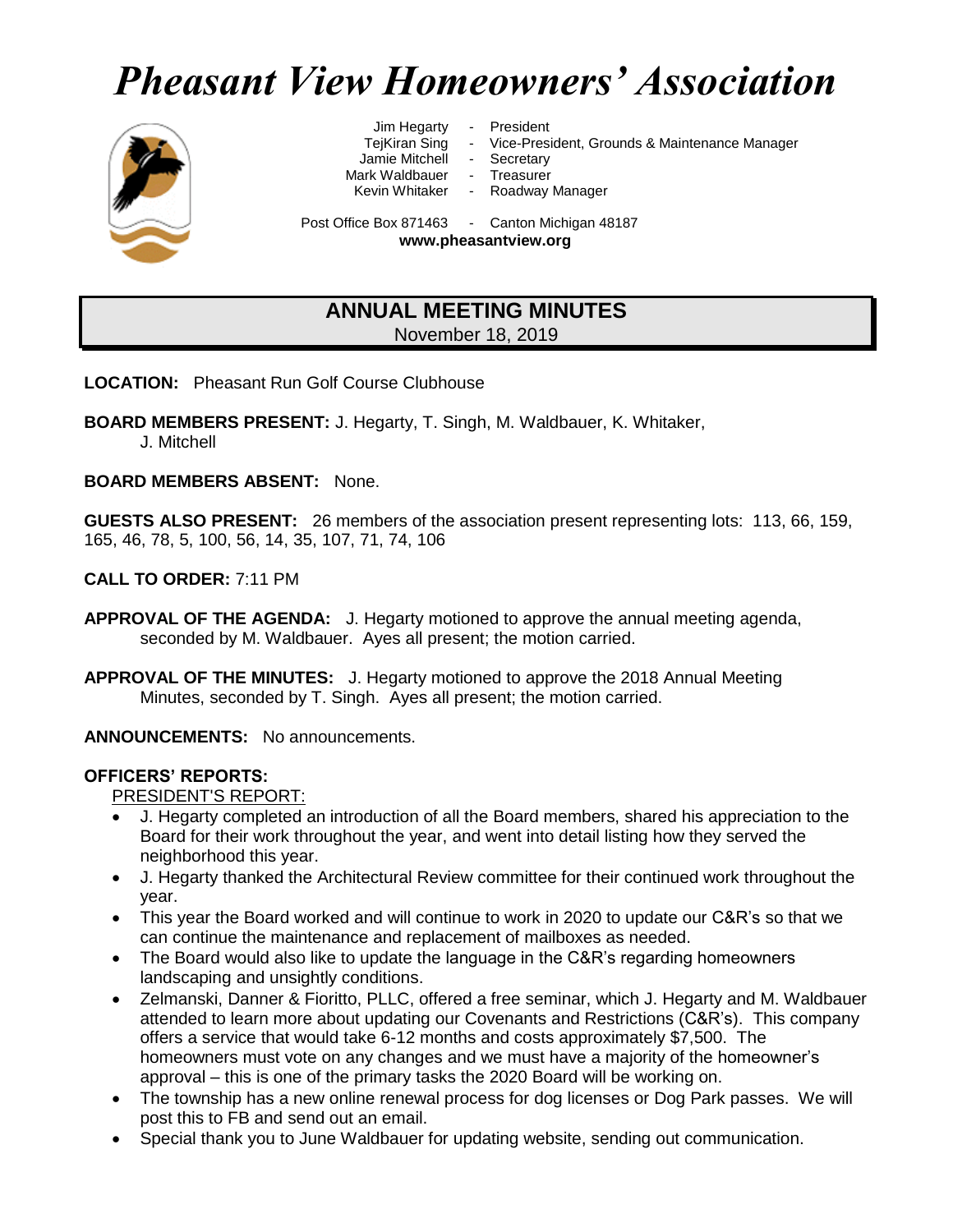# *Pheasant View Homeowners' Association*

Jim Hegarty - President
TejKiran Sing - Vice-President, Grounds & Maintenance Manager
Jamie Mitchell - Secretary
Mark Waldbauer - Treasurer
Kevin Whitaker - Roadway Manager

Post Office Box 871463 - Canton Michigan 48187
**www.pheasantview.org**

## ANNUAL MEETING MINUTES
November 18, 2019

**LOCATION:** Pheasant Run Golf Course Clubhouse

**BOARD MEMBERS PRESENT:** J. Hegarty, T. Singh, M. Waldbauer, K. Whitaker, J. Mitchell

**BOARD MEMBERS ABSENT:** None.

**GUESTS ALSO PRESENT:** 26 members of the association present representing lots: 113, 66, 159, 165, 46, 78, 5, 100, 56, 14, 35, 107, 71, 74, 106

**CALL TO ORDER:** 7:11 PM

**APPROVAL OF THE AGENDA:** J. Hegarty motioned to approve the annual meeting agenda, seconded by M. Waldbauer. Ayes all present; the motion carried.

**APPROVAL OF THE MINUTES:** J. Hegarty motioned to approve the 2018 Annual Meeting Minutes, seconded by T. Singh. Ayes all present; the motion carried.

**ANNOUNCEMENTS:** No announcements.

**OFFICERS' REPORTS:**

PRESIDENT'S REPORT:

- J. Hegarty completed an introduction of all the Board members, shared his appreciation to the Board for their work throughout the year, and went into detail listing how they served the neighborhood this year.
- J. Hegarty thanked the Architectural Review committee for their continued work throughout the year.
- This year the Board worked and will continue to work in 2020 to update our C&R's so that we can continue the maintenance and replacement of mailboxes as needed.
- The Board would also like to update the language in the C&R's regarding homeowners landscaping and unsightly conditions.
- Zelmanski, Danner & Fioritto, PLLC, offered a free seminar, which J. Hegarty and M. Waldbauer attended to learn more about updating our Covenants and Restrictions (C&R's). This company offers a service that would take 6-12 months and costs approximately $7,500. The homeowners must vote on any changes and we must have a majority of the homeowner's approval – this is one of the primary tasks the 2020 Board will be working on.
- The township has a new online renewal process for dog licenses or Dog Park passes. We will post this to FB and send out an email.
- Special thank you to June Waldbauer for updating website, sending out communication.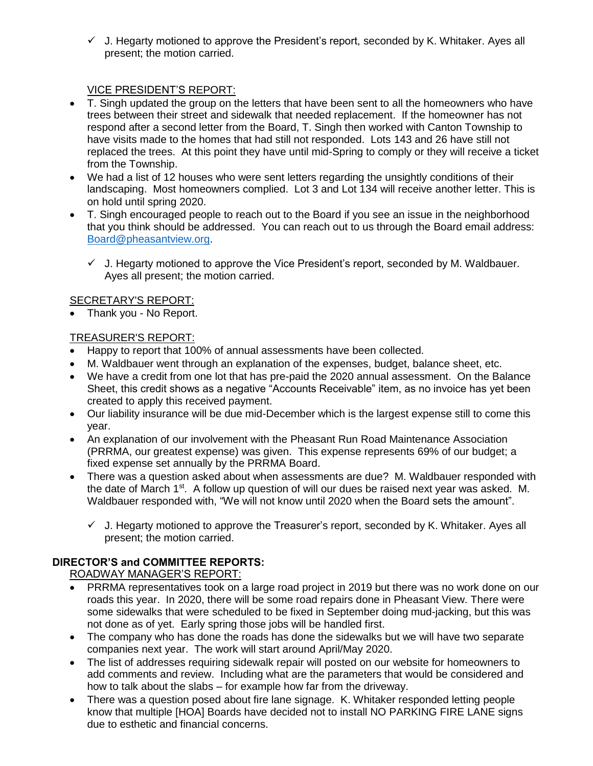- ✓ J. Hegarty motioned to approve the President's report, seconded by K. Whitaker. Ayes all present; the motion carried.

VICE PRESIDENT'S REPORT:

- T. Singh updated the group on the letters that have been sent to all the homeowners who have trees between their street and sidewalk that needed replacement. If the homeowner has not respond after a second letter from the Board, T. Singh then worked with Canton Township to have visits made to the homes that had still not responded. Lots 143 and 26 have still not replaced the trees. At this point they have until mid-Spring to comply or they will receive a ticket from the Township.
- We had a list of 12 houses who were sent letters regarding the unsightly conditions of their landscaping. Most homeowners complied. Lot 3 and Lot 134 will receive another letter. This is on hold until spring 2020.
- T. Singh encouraged people to reach out to the Board if you see an issue in the neighborhood that you think should be addressed. You can reach out to us through the Board email address: Board@pheasantview.org.
  - ✓ J. Hegarty motioned to approve the Vice President's report, seconded by M. Waldbauer. Ayes all present; the motion carried.

SECRETARY'S REPORT:

- Thank you - No Report.

TREASURER'S REPORT:

- Happy to report that 100% of annual assessments have been collected.
- M. Waldbauer went through an explanation of the expenses, budget, balance sheet, etc.
- We have a credit from one lot that has pre-paid the 2020 annual assessment. On the Balance Sheet, this credit shows as a negative "Accounts Receivable" item, as no invoice has yet been created to apply this received payment.
- Our liability insurance will be due mid-December which is the largest expense still to come this year.
- An explanation of our involvement with the Pheasant Run Road Maintenance Association (PRRMA, our greatest expense) was given. This expense represents 69% of our budget; a fixed expense set annually by the PRRMA Board.
- There was a question asked about when assessments are due? M. Waldbauer responded with the date of March 1st. A follow up question of will our dues be raised next year was asked. M. Waldbauer responded with, "We will not know until 2020 when the Board sets the amount".
  - ✓ J. Hegarty motioned to approve the Treasurer's report, seconded by K. Whitaker. Ayes all present; the motion carried.

**DIRECTOR'S and COMMITTEE REPORTS:**

ROADWAY MANAGER'S REPORT:

- PRRMA representatives took on a large road project in 2019 but there was no work done on our roads this year. In 2020, there will be some road repairs done in Pheasant View. There were some sidewalks that were scheduled to be fixed in September doing mud-jacking, but this was not done as of yet. Early spring those jobs will be handled first.
- The company who has done the roads has done the sidewalks but we will have two separate companies next year. The work will start around April/May 2020.
- The list of addresses requiring sidewalk repair will posted on our website for homeowners to add comments and review. Including what are the parameters that would be considered and how to talk about the slabs – for example how far from the driveway.
- There was a question posed about fire lane signage. K. Whitaker responded letting people know that multiple [HOA] Boards have decided not to install NO PARKING FIRE LANE signs due to esthetic and financial concerns.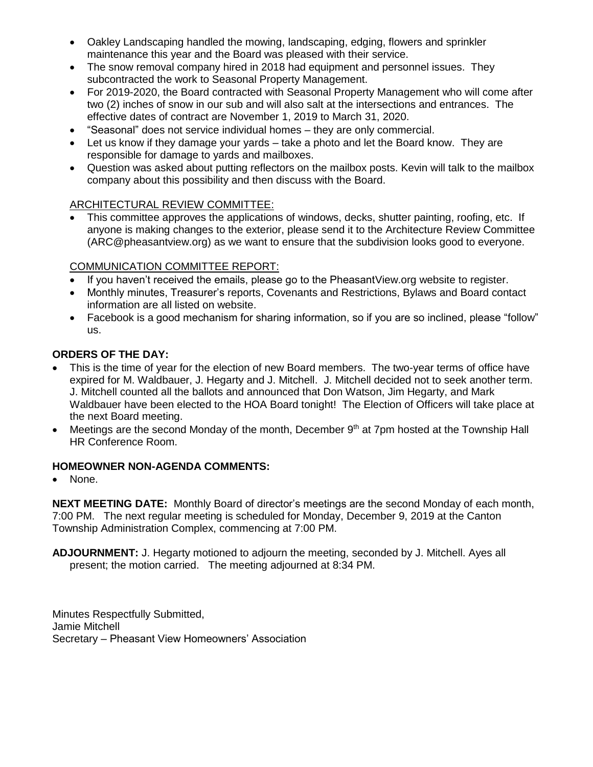- Oakley Landscaping handled the mowing, landscaping, edging, flowers and sprinkler maintenance this year and the Board was pleased with their service.
- The snow removal company hired in 2018 had equipment and personnel issues. They subcontracted the work to Seasonal Property Management.
- For 2019-2020, the Board contracted with Seasonal Property Management who will come after two (2) inches of snow in our sub and will also salt at the intersections and entrances. The effective dates of contract are November 1, 2019 to March 31, 2020.
- "Seasonal" does not service individual homes – they are only commercial.
- Let us know if they damage your yards – take a photo and let the Board know. They are responsible for damage to yards and mailboxes.
- Question was asked about putting reflectors on the mailbox posts. Kevin will talk to the mailbox company about this possibility and then discuss with the Board.

<u>ARCHITECTURAL REVIEW COMMITTEE:</u>

- This committee approves the applications of windows, decks, shutter painting, roofing, etc. If anyone is making changes to the exterior, please send it to the Architecture Review Committee (ARC@pheasantview.org) as we want to ensure that the subdivision looks good to everyone.

<u>COMMUNICATION COMMITTEE REPORT:</u>

- If you haven't received the emails, please go to the PheasantView.org website to register.
- Monthly minutes, Treasurer's reports, Covenants and Restrictions, Bylaws and Board contact information are all listed on website.
- Facebook is a good mechanism for sharing information, so if you are so inclined, please "follow" us.

**ORDERS OF THE DAY:**

- This is the time of year for the election of new Board members. The two-year terms of office have expired for M. Waldbauer, J. Hegarty and J. Mitchell. J. Mitchell decided not to seek another term. J. Mitchell counted all the ballots and announced that Don Watson, Jim Hegarty, and Mark Waldbauer have been elected to the HOA Board tonight! The Election of Officers will take place at the next Board meeting.
- Meetings are the second Monday of the month, December 9th at 7pm hosted at the Township Hall HR Conference Room.

**HOMEOWNER NON-AGENDA COMMENTS:**

- None.

**NEXT MEETING DATE:** Monthly Board of director's meetings are the second Monday of each month, 7:00 PM. The next regular meeting is scheduled for Monday, December 9, 2019 at the Canton Township Administration Complex, commencing at 7:00 PM.

**ADJOURNMENT:** J. Hegarty motioned to adjourn the meeting, seconded by J. Mitchell. Ayes all present; the motion carried. The meeting adjourned at 8:34 PM.

Minutes Respectfully Submitted,
Jamie Mitchell
Secretary – Pheasant View Homeowners' Association